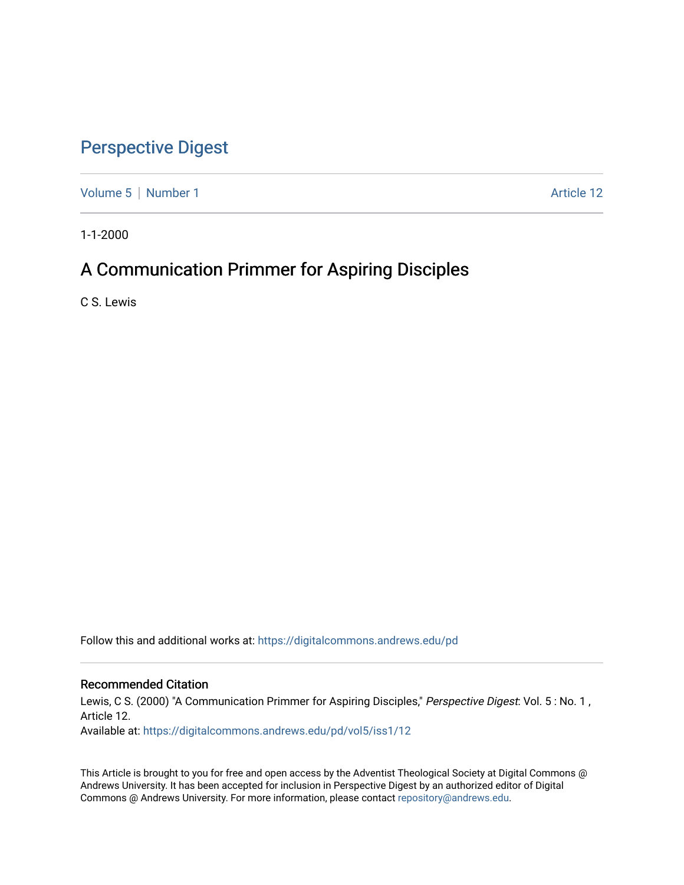# Perspective Digest

Volume 5 | Number 1 Article 12

1-1-2000

## A Communication Primmer for Aspiring Disciples

C S. Lewis

Follow this and additional works at: https://digitalcommons.andrews.edu/pd

### Recommended Citation

Lewis, C S. (2000) "A Communication Primmer for Aspiring Disciples," *Perspective Digest*: Vol. 5 : No. 1 , Article 12.

Available at: https://digitalcommons.andrews.edu/pd/vol5/iss1/12

This Article is brought to you for free and open access by the Adventist Theological Society at Digital Commons @ Andrews University. It has been accepted for inclusion in Perspective Digest by an authorized editor of Digital Commons @ Andrews University. For more information, please contact repository@andrews.edu.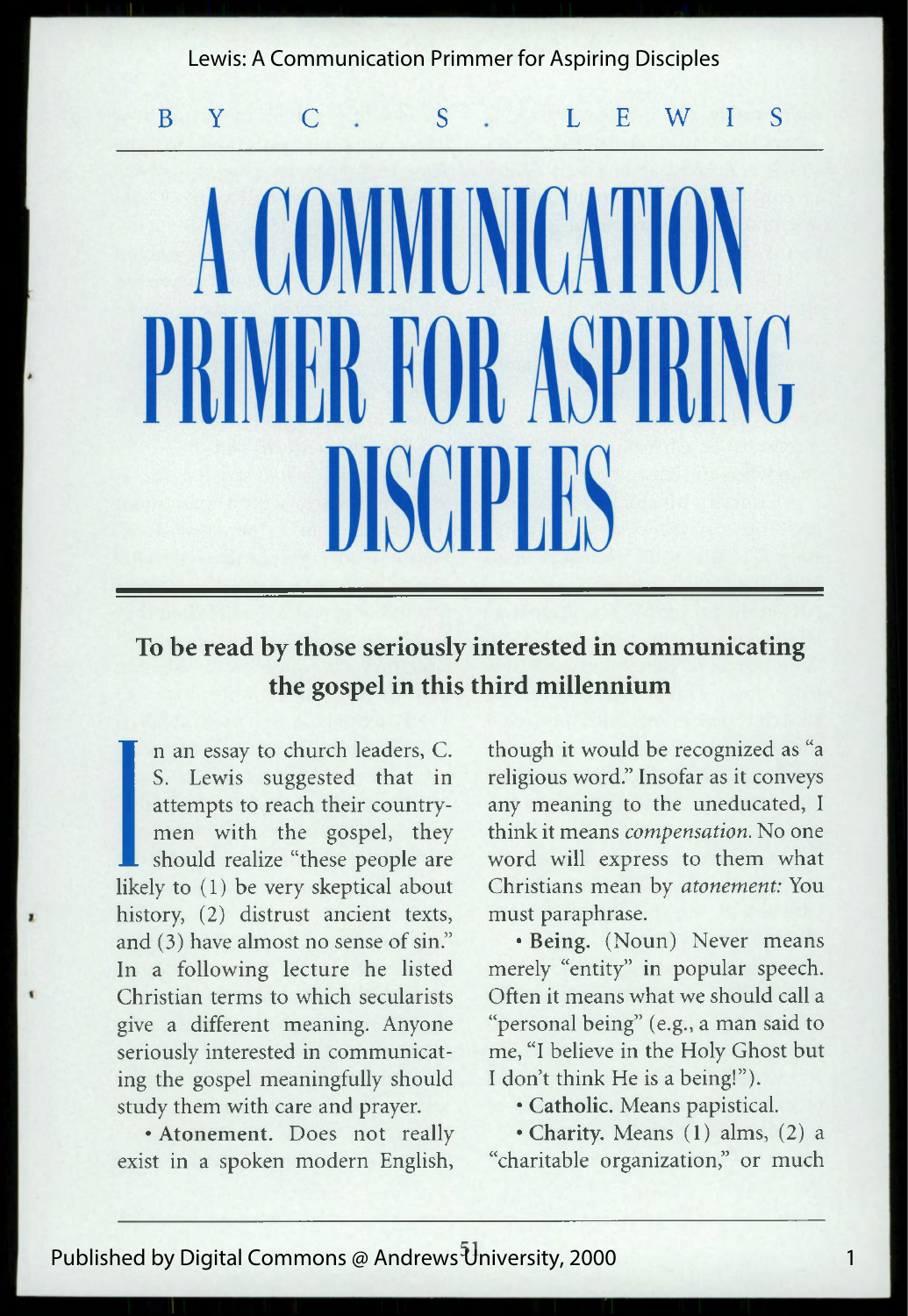BY C. S. LEWIS

# A COMMUNICATION PRIMER FOR ASPIRING DISCIPLES

## To be read by those seriously interested in communicating the gospel in this third millennium

In an essay to church leaders, C. S. Lewis suggested that in attempts to reach their countrymen with the gospel, they should realize "these people are likely to (1) be very skeptical about history, (2) distrust ancient texts, and (3) have almost no sense of sin." In a following lecture he listed Christian terms to which secularists give a different meaning. Anyone seriously interested in communicating the gospel meaningfully should study them with care and prayer.

• **Atonement.** Does not really exist in a spoken modern English, though it would be recognized as "a religious word." Insofar as it conveys any meaning to the uneducated, I think it means *compensation.* No one word will express to them what Christians mean by *atonement:* You must paraphrase.

• **Being.** (Noun) Never means merely "entity" in popular speech. Often it means what we should call a "personal being" (e.g., a man said to me, "I believe in the Holy Ghost but I don't think He is a being!").

• **Catholic.** Means papistical.

• **Charity.** Means (1) alms, (2) a "charitable organization," or much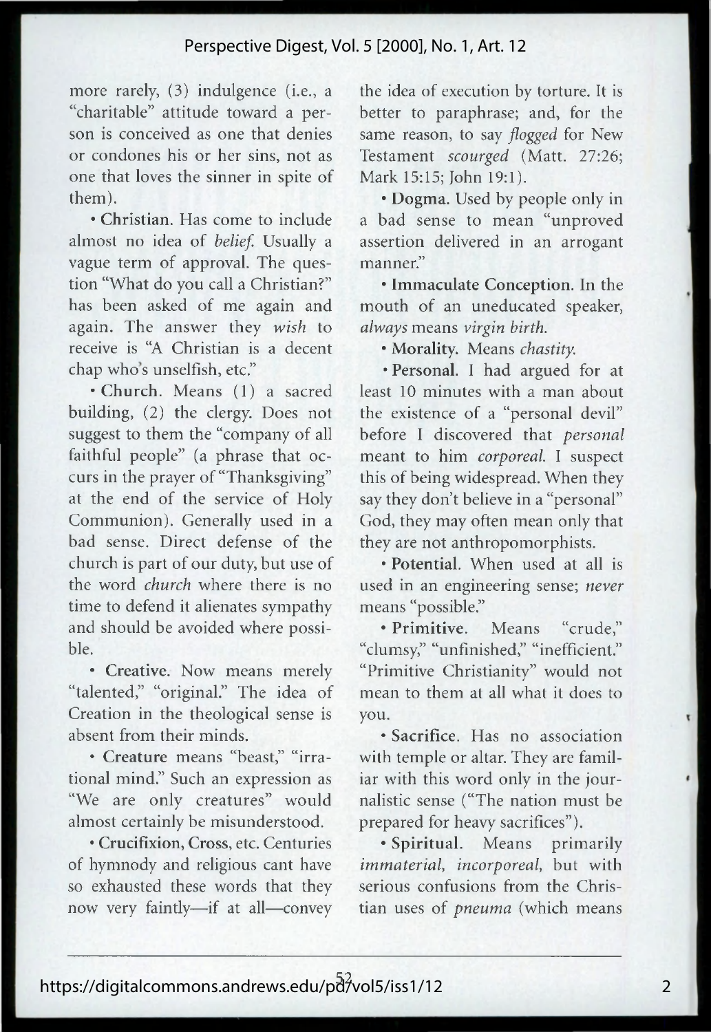more rarely, (3) indulgence (i.e., a "charitable" attitude toward a person is conceived as one that denies or condones his or her sins, not as one that loves the sinner in spite of them).

• **Christian**. Has come to include almost no idea of *belief.* Usually a vague term of approval. The question "What do you call a Christian?" has been asked of me again and again. The answer they *wish* to receive is "A Christian is a decent chap who's unselfish, etc."

• **Church**. Means (1) a sacred building, (2) the clergy. Does not suggest to them the "company of all faithful people" (a phrase that occurs in the prayer of "Thanksgiving" at the end of the service of Holy Communion). Generally used in a bad sense. Direct defense of the church is part of our duty, but use of the word *church* where there is no time to defend it alienates sympathy and should be avoided where possible.

• **Creative**. Now means merely "talented," "original." The idea of Creation in the theological sense is absent from their minds.

• **Creature** means "beast," "irrational mind." Such an expression as "We are only creatures" would almost certainly be misunderstood.

• **Crucifixion, Cross**, etc. Centuries of hymnody and religious cant have so exhausted these words that they now very faintly—if at all—convey the idea of execution by torture. It is better to paraphrase; and, for the same reason, to say *flogged* for New Testament *scourged* (Matt. 27:26; Mark 15:15; John 19:1).

• **Dogma**. Used by people only in a bad sense to mean "unproved assertion delivered in an arrogant manner."

• **Immaculate Conception**. In the mouth of an uneducated speaker, *always* means *virgin birth.*

• **Morality**. Means *chastity.*

• **Personal**. I had argued for at least 10 minutes with a man about the existence of a "personal devil" before I discovered that *personal* meant to him *corporeal.* I suspect this of being widespread. When they say they don't believe in a "personal" God, they may often mean only that they are not anthropomorphists.

• **Potential**. When used at all is used in an engineering sense; *never* means "possible."

• **Primitive**. Means "crude," "clumsy," "unfinished," "inefficient." "Primitive Christianity" would not mean to them at all what it does to you.

• **Sacrifice**. Has no association with temple or altar. They are familiar with this word only in the journalistic sense ("The nation must be prepared for heavy sacrifices").

• **Spiritual**. Means primarily *immaterial, incorporeal,* but with serious confusions from the Christian uses of *pneuma* (which means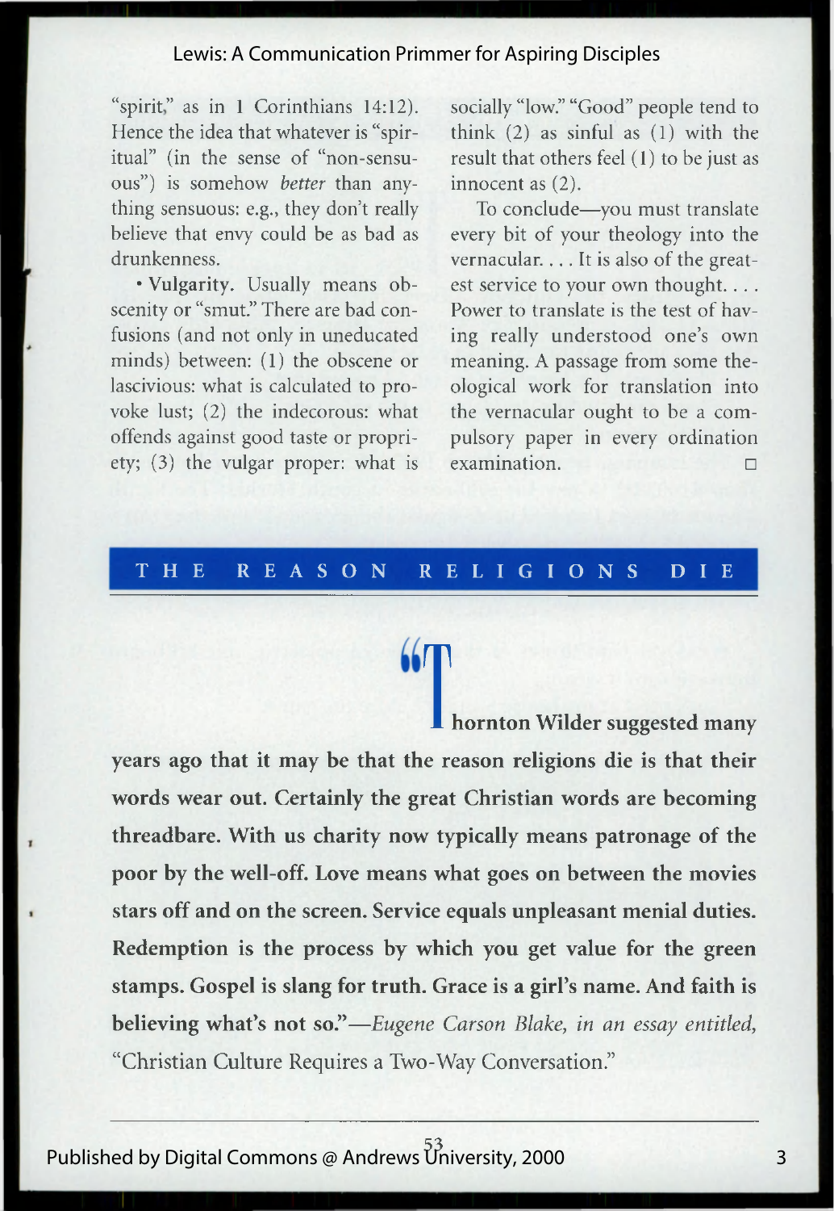"spirit," as in 1 Corinthians 14:12). Hence the idea that whatever is "spiritual" (in the sense of "non-sensuous") is somehow *better* than anything sensuous: e.g., they don't really believe that envy could be as bad as drunkenness.

• **Vulgarity.** Usually means obscenity or "smut." There are bad confusions (and not only in uneducated minds) between: (1) the obscene or lascivious: what is calculated to provoke lust; (2) the indecorous: what offends against good taste or propriety; (3) the vulgar proper: what is socially "low." "Good" people tend to think (2) as sinful as (1) with the result that others feel (1) to be just as innocent as (2).

To conclude—you must translate every bit of your theology into the vernacular. . . . It is also of the greatest service to your own thought. . . . Power to translate is the test of having really understood one's own meaning. A passage from some theological work for translation into the vernacular ought to be a compulsory paper in every ordination examination. □

## THE REASON RELIGIONS DIE

**"Thornton Wilder suggested many years ago that it may be that the reason religions die is that their words wear out. Certainly the great Christian words are becoming threadbare. With us charity now typically means patronage of the poor by the well-off. Love means what goes on between the movies stars off and on the screen. Service equals unpleasant menial duties. Redemption is the process by which you get value for the green stamps. Gospel is slang for truth. Grace is a girl's name. And faith is believing what's not so."**—*Eugene Carson Blake, in an essay entitled,* "Christian Culture Requires a Two-Way Conversation."